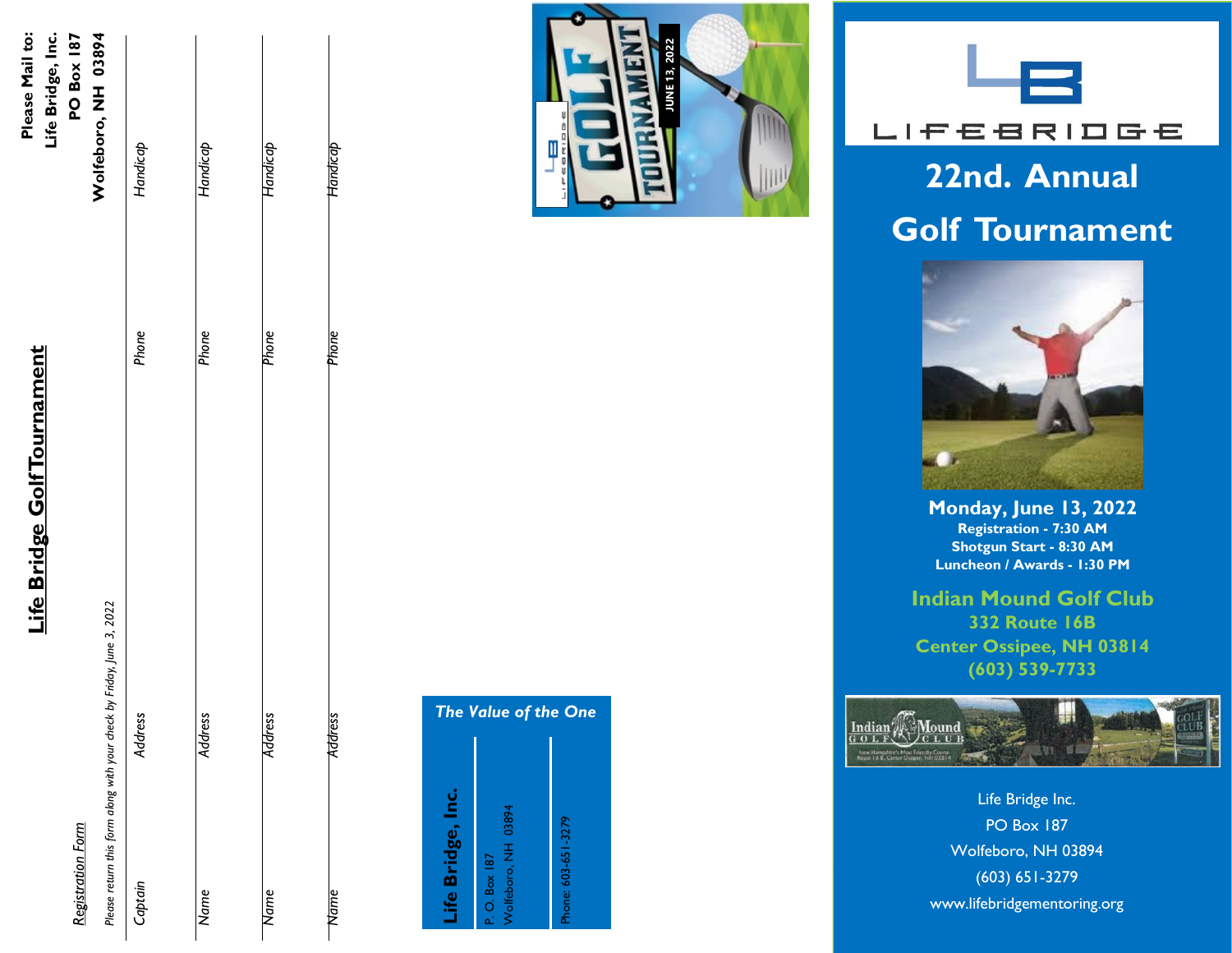Please Mail to:
Life Bridge, Inc.
PO Box 187
Wolfeboro, NH 03894

# Life Bridge Golf Tournament

*Registration Form*

*Please return this form along with your check by Friday, June 3, 2022*

| *Captain* | *Address* | *Phone* | *Handicap* |
|---|---|---|---|
| *Name* | *Address* | *Phone* | *Handicap* |
| *Name* | *Address* | *Phone* | *Handicap* |
| *Name* | *Address* | *Phone* | *Handicap* |

***The Value of the One***

**Life Bridge, Inc.**

P. O. Box 187
Wolfeboro, NH 03894

Phone: 603-651-3279

GOLF TOURNAMENT
JUNE 13, 2022

LIFEBRIDGE

# 22nd. Annual Golf Tournament

**Monday, June 13, 2022**
**Registration - 7:30 AM**
**Shotgun Start - 8:30 AM**
**Luncheon / Awards - 1:30 PM**

**Indian Mound Golf Club**
**332 Route 16B**
**Center Ossipee, NH 03814**
**(603) 539-7733**

Indian Mound Golf Club
New Hampshire's Most Friendly Course
Route 16 B, Center Ossipee, NH 03814

Life Bridge Inc.
PO Box 187
Wolfeboro, NH 03894
(603) 651-3279
www.lifebridgementoring.org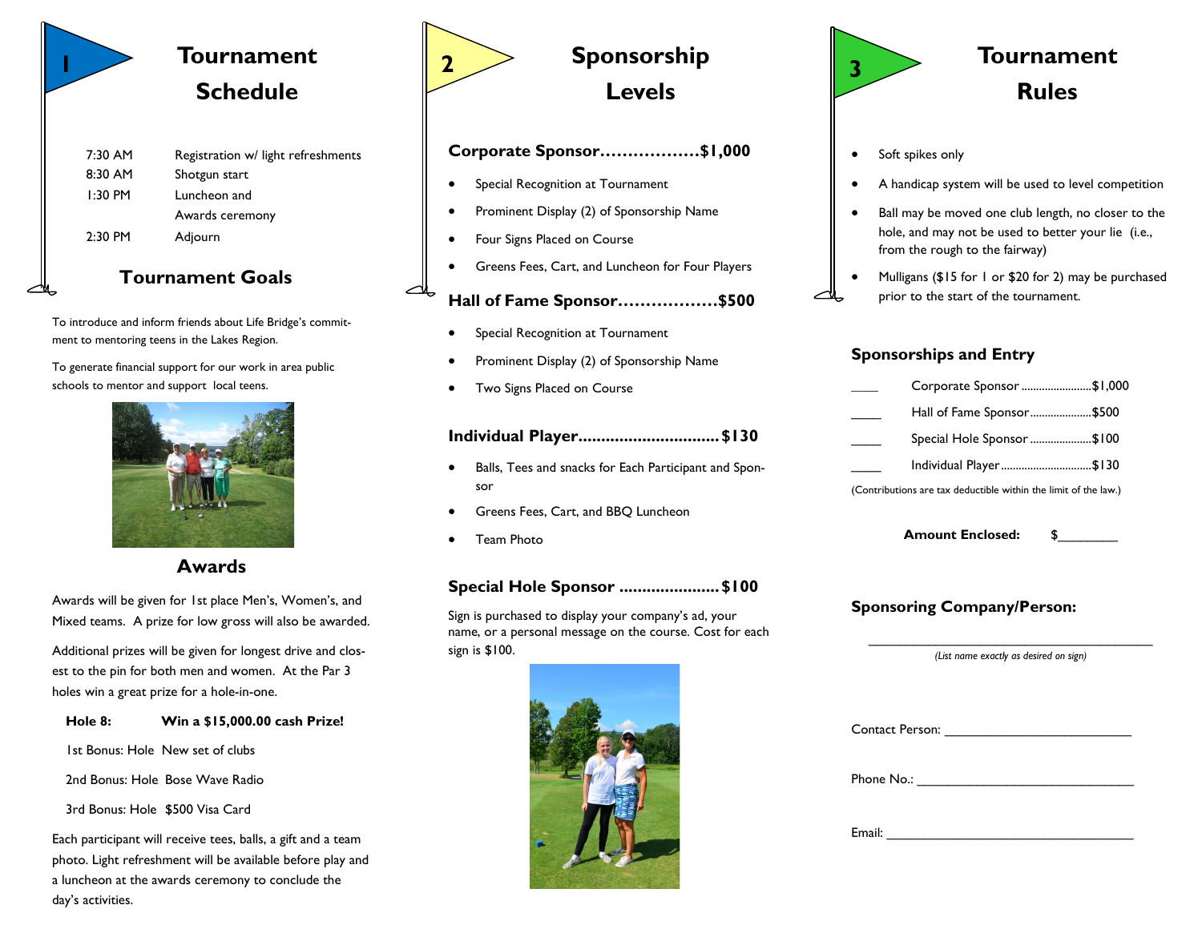# 1 Tournament Schedule

| | |
|---|---|
| 7:30 AM | Registration w/ light refreshments |
| 8:30 AM | Shotgun start |
| 1:30 PM | Luncheon and Awards ceremony |
| 2:30 PM | Adjourn |

## Tournament Goals

To introduce and inform friends about Life Bridge's commitment to mentoring teens in the Lakes Region.

To generate financial support for our work in area public schools to mentor and support local teens.

## Awards

Awards will be given for 1st place Men's, Women's, and Mixed teams. A prize for low gross will also be awarded.

Additional prizes will be given for longest drive and closest to the pin for both men and women. At the Par 3 holes win a great prize for a hole-in-one.

**Hole 8: Win a $15,000.00 cash Prize!**

1st Bonus: Hole New set of clubs

2nd Bonus: Hole Bose Wave Radio

3rd Bonus: Hole $500 Visa Card

Each participant will receive tees, balls, a gift and a team photo. Light refreshment will be available before play and a luncheon at the awards ceremony to conclude the day's activities.

# 2 Sponsorship Levels

### Corporate Sponsor..................$1,000

- Special Recognition at Tournament
- Prominent Display (2) of Sponsorship Name
- Four Signs Placed on Course
- Greens Fees, Cart, and Luncheon for Four Players

### Hall of Fame Sponsor..................$500

- Special Recognition at Tournament
- Prominent Display (2) of Sponsorship Name
- Two Signs Placed on Course

### Individual Player...............................$130

- Balls, Tees and snacks for Each Participant and Sponsor
- Greens Fees, Cart, and BBQ Luncheon
- Team Photo

### Special Hole Sponsor ......................$100

Sign is purchased to display your company's ad, your name, or a personal message on the course. Cost for each sign is $100.

# 3 Tournament Rules

- Soft spikes only
- A handicap system will be used to level competition
- Ball may be moved one club length, no closer to the hole, and may not be used to better your lie (i.e., from the rough to the fairway)
- Mulligans ($15 for 1 or $20 for 2) may be purchased prior to the start of the tournament.

### Sponsorships and Entry

____ Corporate Sponsor ........................$1,000

____ Hall of Fame Sponsor.....................$500

____ Special Hole Sponsor .....................$100

____ Individual Player...............................$130

(Contributions are tax deductible within the limit of the law.)

**Amount Enclosed:** $________

### Sponsoring Company/Person:

____________________________________________

*(List name exactly as desired on sign)*

Contact Person: ___________________________

Phone No.: _________________________________

Email: ____________________________________